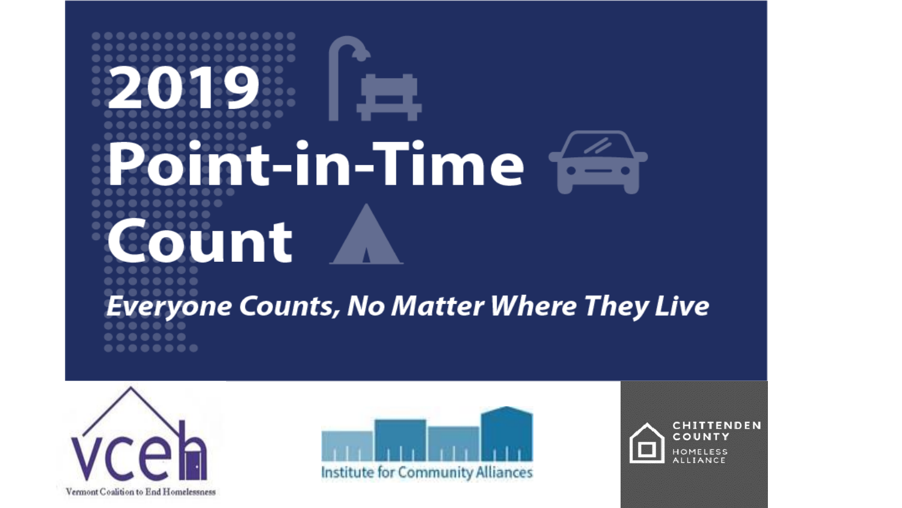# 2019 Point-in-Time Count

***Everyone Counts, No Matter Where They Live***

vceh — Vermont Coalition to End Homelessness

Institute for Community Alliances

Chittenden County Homeless Alliance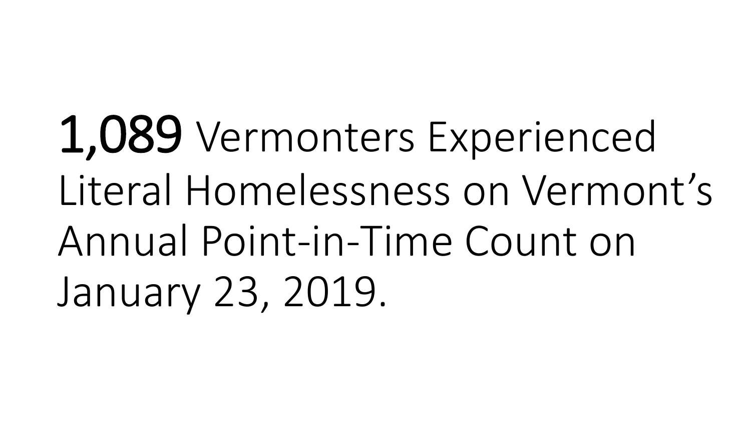**1,089** Vermonters Experienced Literal Homelessness on Vermont's Annual Point-in-Time Count on January 23, 2019.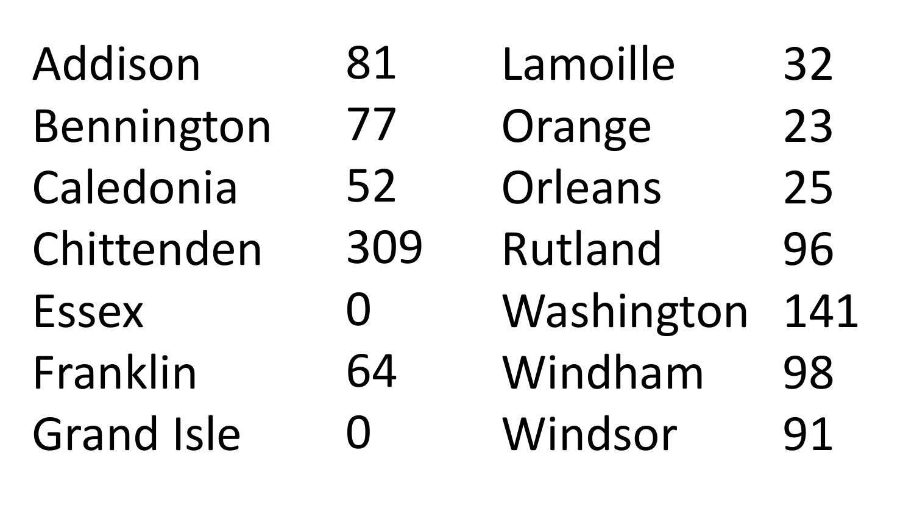| | | | |
|---|---|---|---|
| Addison | 81 | Lamoille | 32 |
| Bennington | 77 | Orange | 23 |
| Caledonia | 52 | Orleans | 25 |
| Chittenden | 309 | Rutland | 96 |
| Essex | 0 | Washington | 141 |
| Franklin | 64 | Windham | 98 |
| Grand Isle | 0 | Windsor | 91 |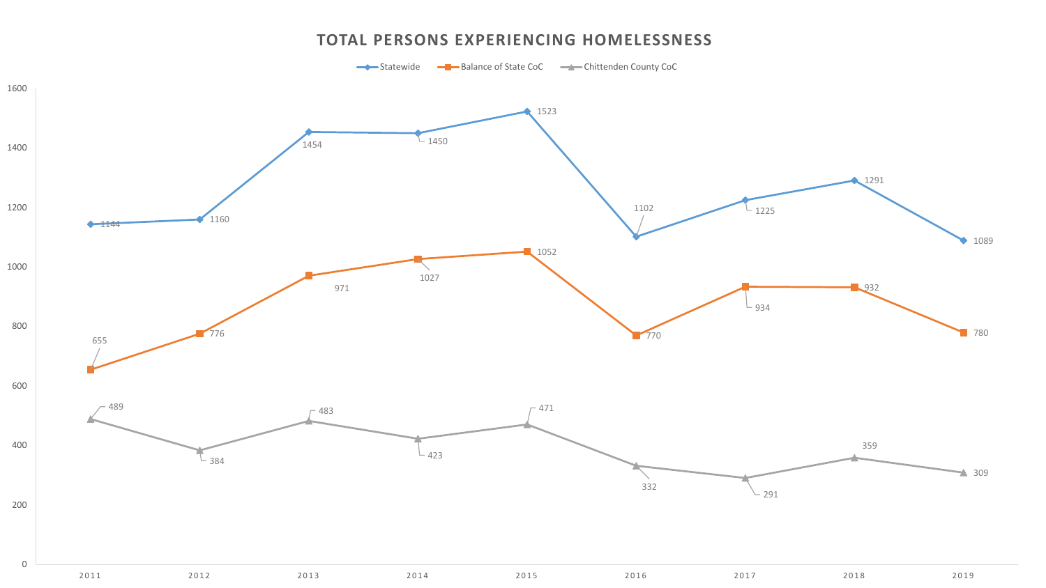## TOTAL PERSONS EXPERIENCING HOMELESSNESS

| Year | Statewide | Balance of State CoC | Chittenden County CoC |
| --- | --- | --- | --- |
| 2011 | 1144 | 655 | 489 |
| 2012 | 1160 | 776 | 384 |
| 2013 | 1454 | 971 | 483 |
| 2014 | 1450 | 1027 | 423 |
| 2015 | 1523 | 1052 | 471 |
| 2016 | 1102 | 770 | 332 |
| 2017 | 1225 | 934 | 291 |
| 2018 | 1291 | 932 | 359 |
| 2019 | 1089 | 780 | 309 |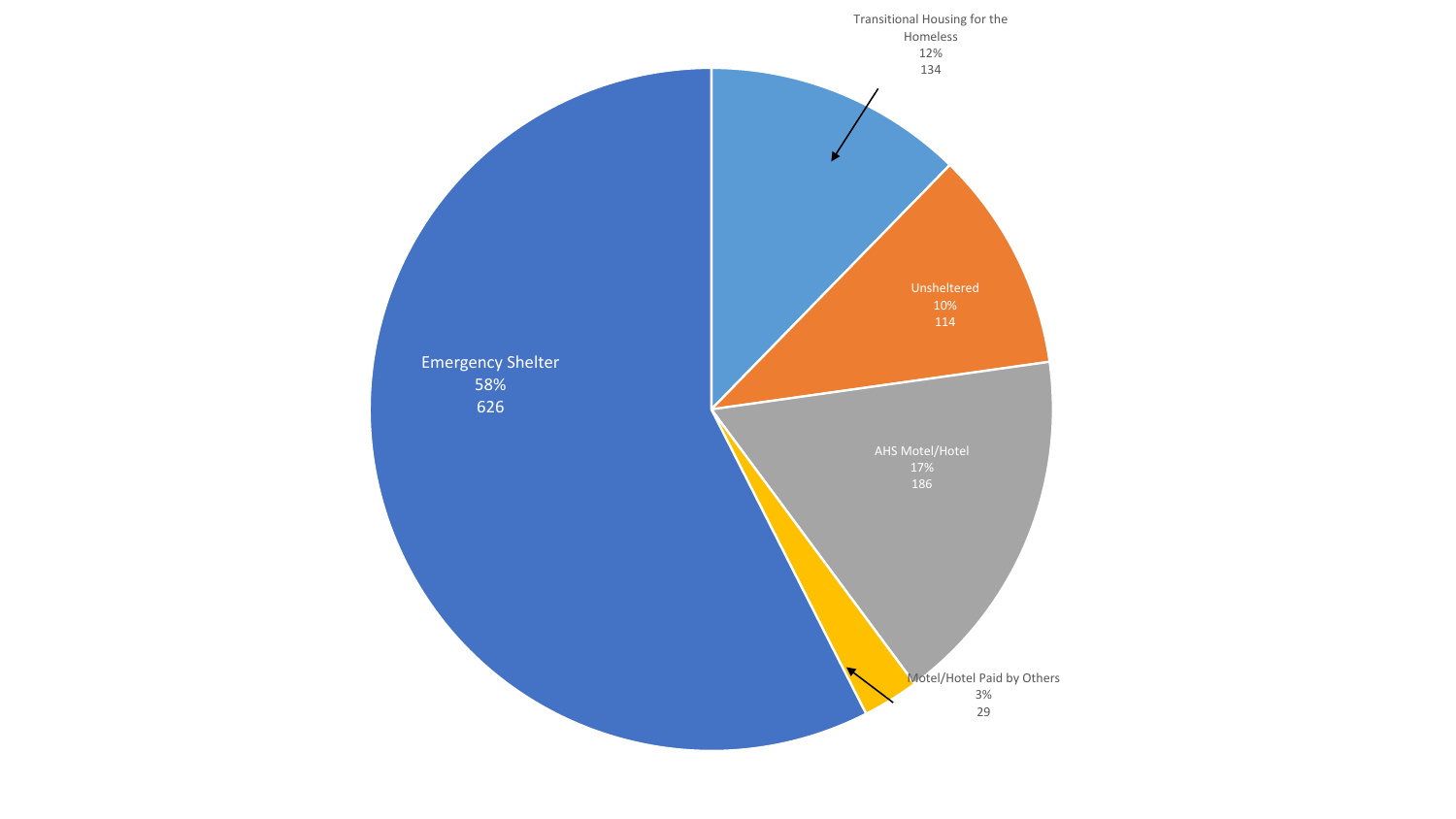Transitional Housing for the Homeless
12%
134

Unsheltered
10%
114

AHS Motel/Hotel
17%
186

Motel/Hotel Paid by Others
3%
29

Emergency Shelter
58%
626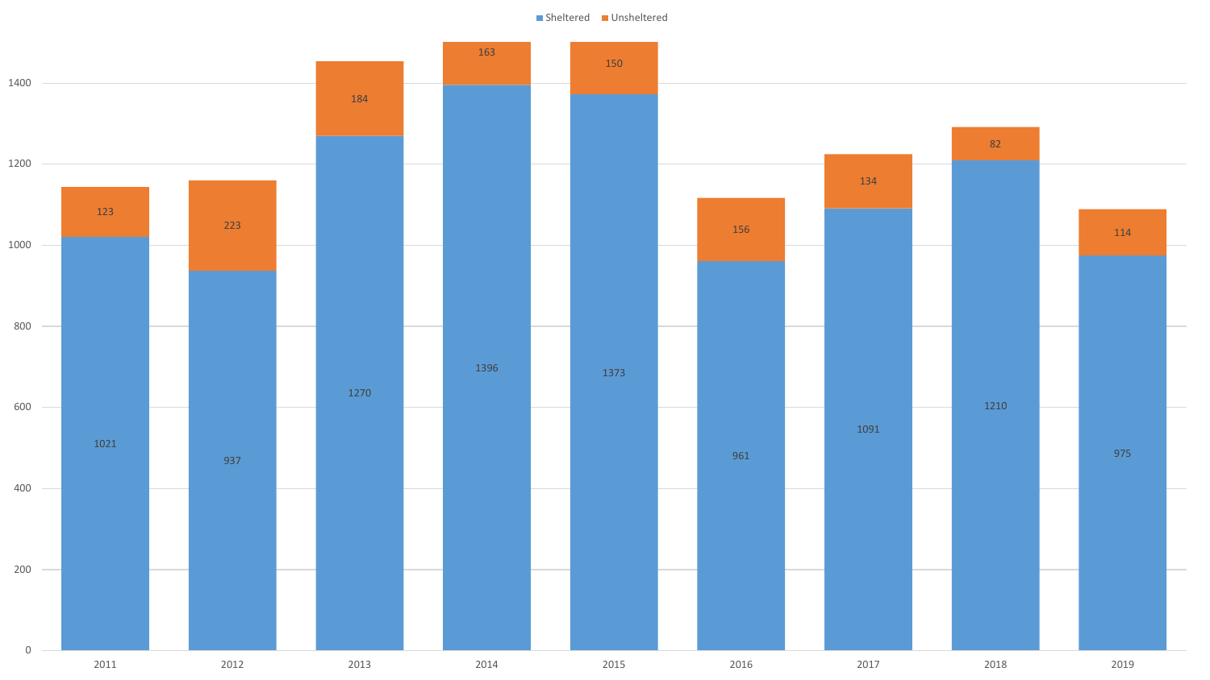| Year | Sheltered | Unsheltered |
| --- | --- | --- |
| 2011 | 1021 | 123 |
| 2012 | 937 | 223 |
| 2013 | 1270 | 184 |
| 2014 | 1396 | 163 |
| 2015 | 1373 | 150 |
| 2016 | 961 | 156 |
| 2017 | 1091 | 134 |
| 2018 | 1210 | 82 |
| 2019 | 975 | 114 |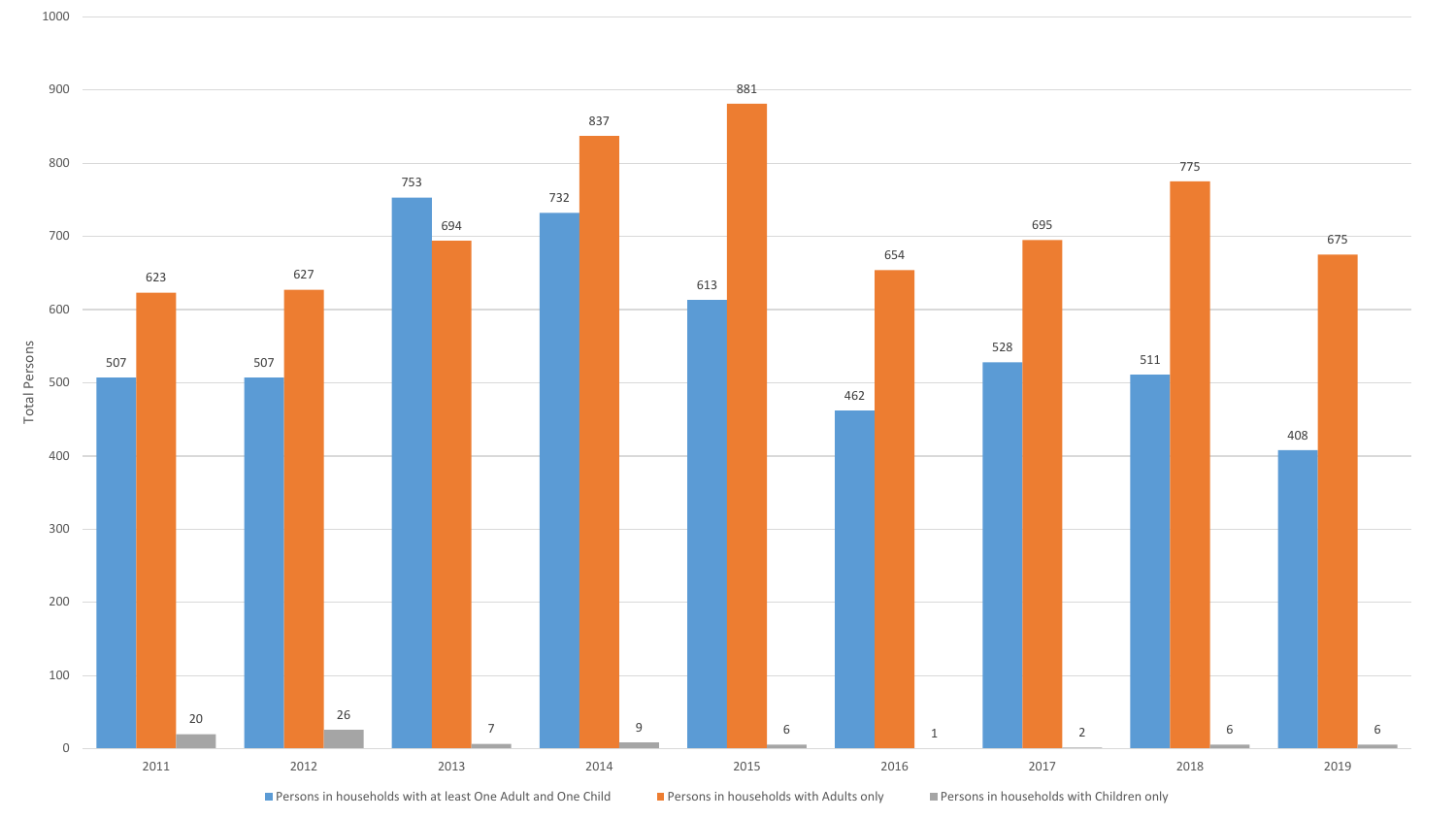| Year | Persons in households with at least One Adult and One Child | Persons in households with Adults only | Persons in households with Children only |
|---|---|---|---|
| 2011 | 507 | 623 | 20 |
| 2012 | 507 | 627 | 26 |
| 2013 | 753 | 694 | 7 |
| 2014 | 732 | 837 | 9 |
| 2015 | 613 | 881 | 6 |
| 2016 | 462 | 654 | 1 |
| 2017 | 528 | 695 | 2 |
| 2018 | 511 | 775 | 6 |
| 2019 | 408 | 675 | 6 |

Total Persons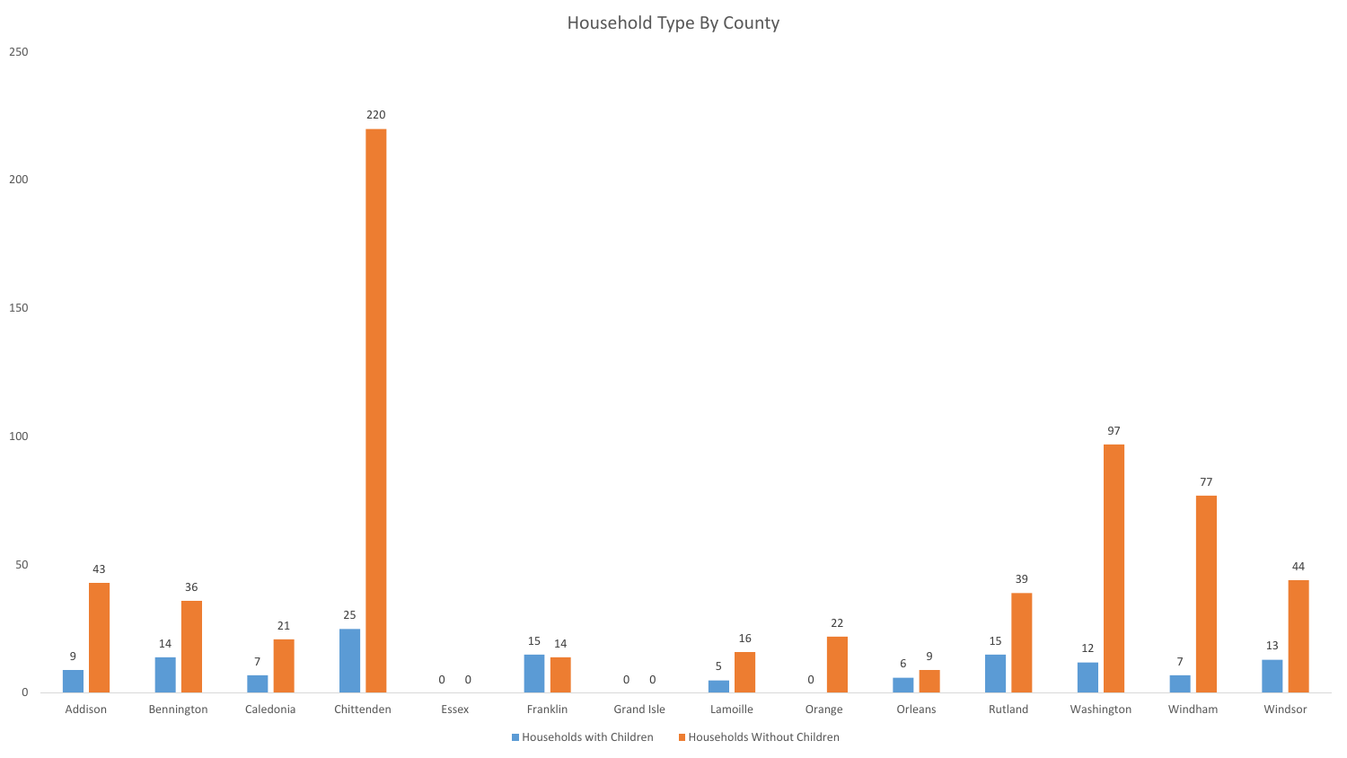## Household Type By County

| County | Households with Children | Households Without Children |
|---|---|---|
| Addison | 9 | 43 |
| Bennington | 14 | 36 |
| Caledonia | 7 | 21 |
| Chittenden | 25 | 220 |
| Essex | 0 | 0 |
| Franklin | 15 | 14 |
| Grand Isle | 0 | 0 |
| Lamoille | 5 | 16 |
| Orange | 0 | 22 |
| Orleans | 6 | 9 |
| Rutland | 15 | 39 |
| Washington | 12 | 97 |
| Windham | 7 | 77 |
| Windsor | 13 | 44 |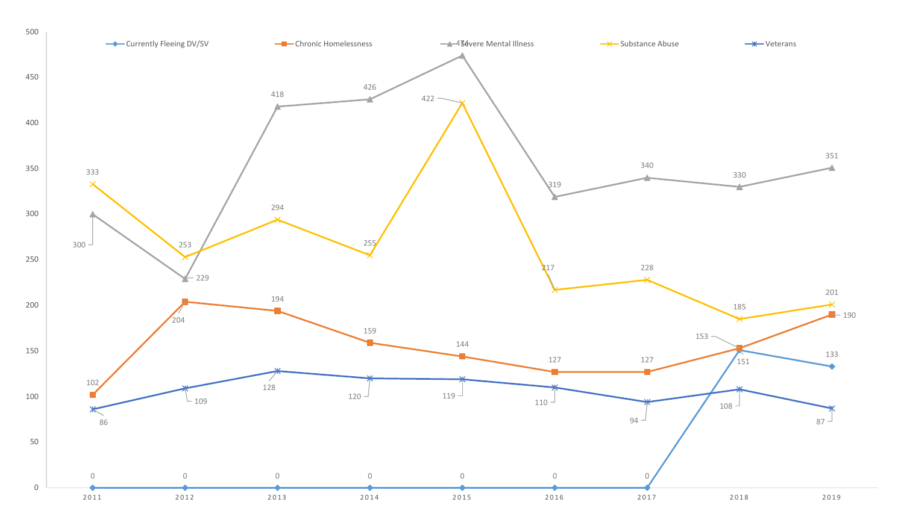| | 2011 | 2012 | 2013 | 2014 | 2015 | 2016 | 2017 | 2018 | 2019 |
|---|---|---|---|---|---|---|---|---|---|
| Currently Fleeing DV/SV | 0 | 0 | 0 | 0 | 0 | 0 | 0 | 151 | 133 |
| Chronic Homelessness | 102 | 204 | 194 | 159 | 144 | 127 | 127 | 153 | 190 |
| Severe Mental Illness | 300 | 229 | 418 | 426 | 474 | 319 | 340 | 330 | 351 |
| Substance Abuse | 333 | 253 | 294 | 255 | 422 | 217 | 228 | 185 | 201 |
| Veterans | 86 | 109 | 128 | 120 | 119 | 110 | 94 | 108 | 87 |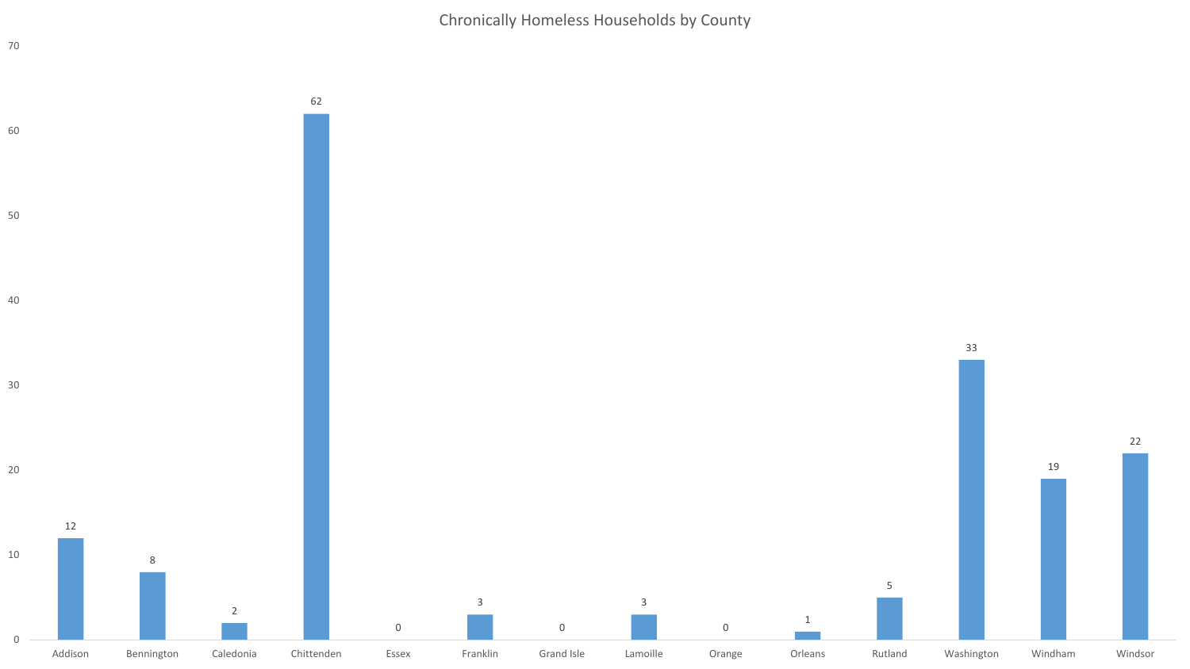## Chronically Homeless Households by County

| County | Chronically Homeless Households |
| --- | --- |
| Addison | 12 |
| Bennington | 8 |
| Caledonia | 2 |
| Chittenden | 62 |
| Essex | 0 |
| Franklin | 3 |
| Grand Isle | 0 |
| Lamoille | 3 |
| Orange | 0 |
| Orleans | 1 |
| Rutland | 5 |
| Washington | 33 |
| Windham | 19 |
| Windsor | 22 |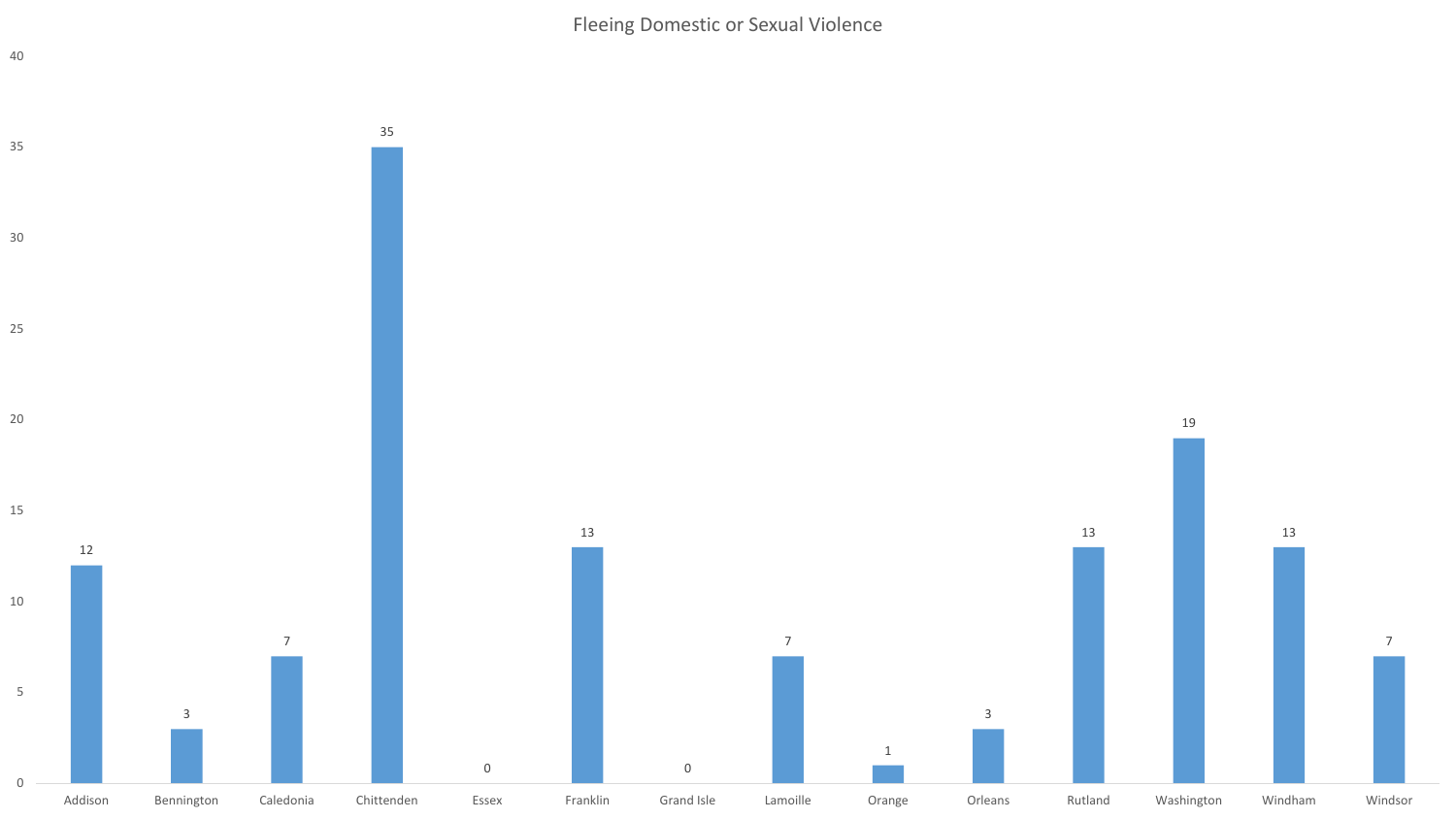## Fleeing Domestic or Sexual Violence

| County | Count |
| --- | --- |
| Addison | 12 |
| Bennington | 3 |
| Caledonia | 7 |
| Chittenden | 35 |
| Essex | 0 |
| Franklin | 13 |
| Grand Isle | 0 |
| Lamoille | 7 |
| Orange | 1 |
| Orleans | 3 |
| Rutland | 13 |
| Washington | 19 |
| Windham | 13 |
| Windsor | 7 |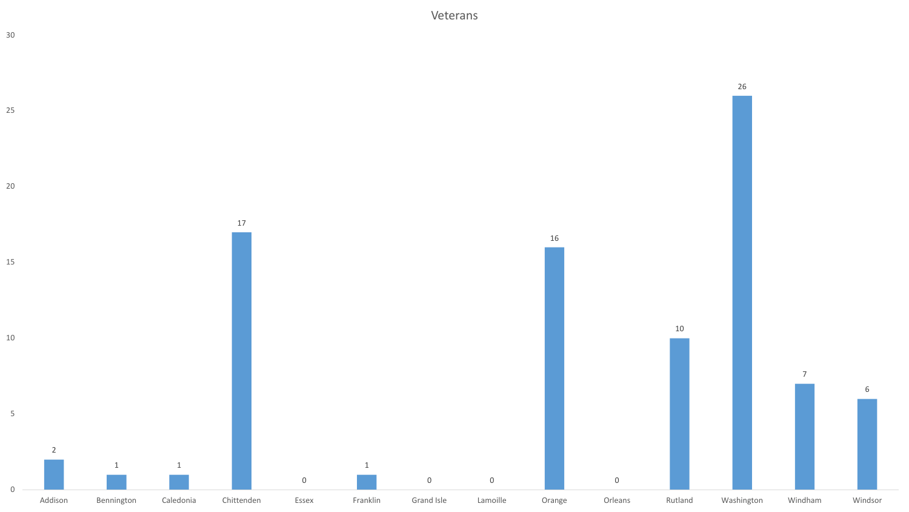# Veterans

| County | Veterans |
|---|---|
| Addison | 2 |
| Bennington | 1 |
| Caledonia | 1 |
| Chittenden | 17 |
| Essex | 0 |
| Franklin | 1 |
| Grand Isle | 0 |
| Lamoille | 0 |
| Orange | 16 |
| Orleans | 0 |
| Rutland | 10 |
| Washington | 26 |
| Windham | 7 |
| Windsor | 6 |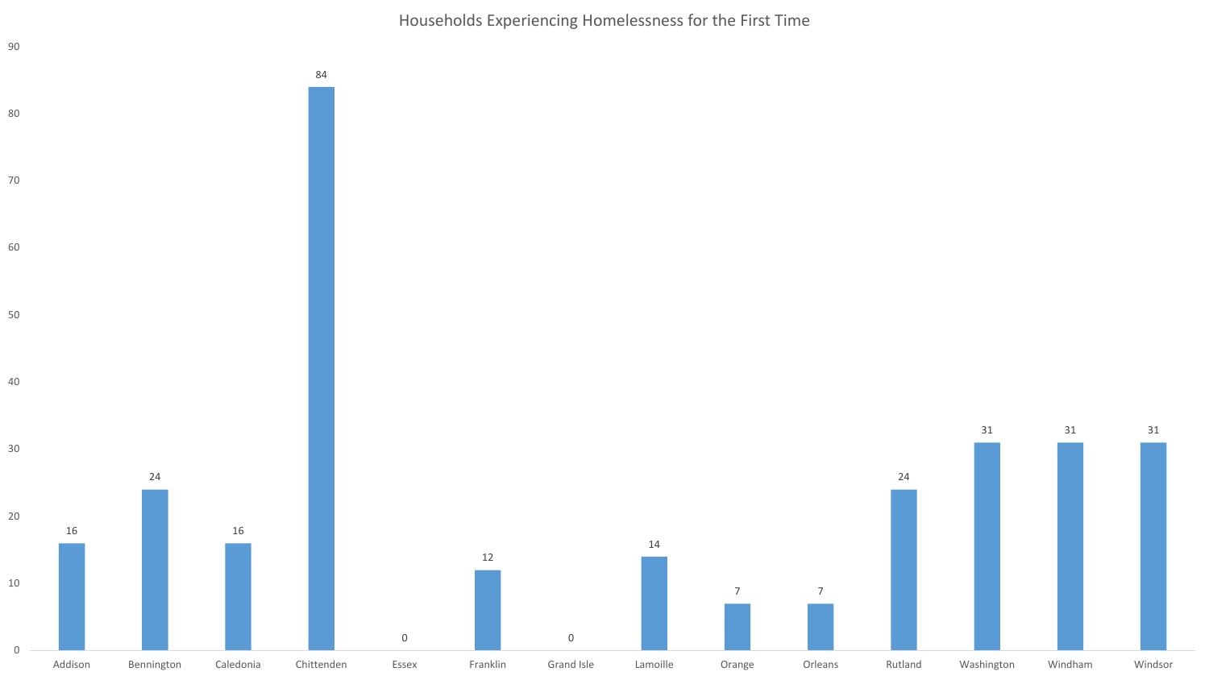## Households Experiencing Homelessness for the First Time

| County | Households |
|---|---|
| Addison | 16 |
| Bennington | 24 |
| Caledonia | 16 |
| Chittenden | 84 |
| Essex | 0 |
| Franklin | 12 |
| Grand Isle | 0 |
| Lamoille | 14 |
| Orange | 7 |
| Orleans | 7 |
| Rutland | 24 |
| Washington | 31 |
| Windham | 31 |
| Windsor | 31 |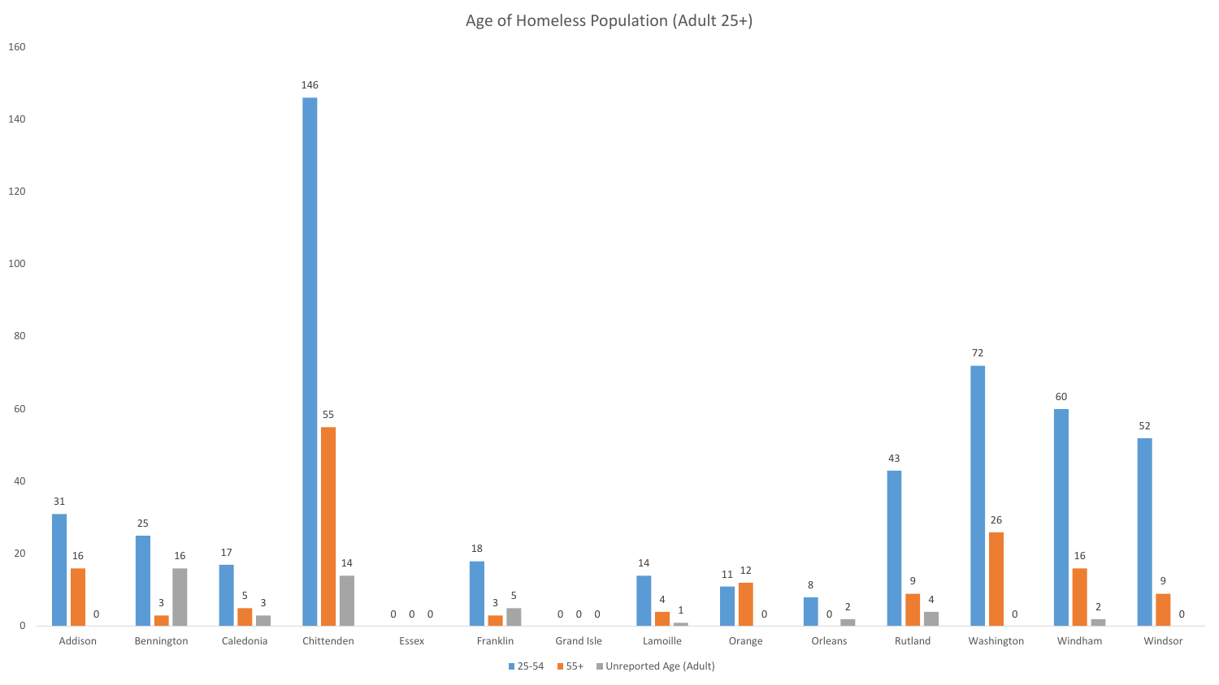## Age of Homeless Population (Adult 25+)

| County | 25-54 | 55+ | Unreported Age (Adult) |
| --- | --- | --- | --- |
| Addison | 31 | 16 | 0 |
| Bennington | 25 | 3 | 16 |
| Caledonia | 17 | 5 | 3 |
| Chittenden | 146 | 55 | 14 |
| Essex | 0 | 0 | 0 |
| Franklin | 18 | 3 | 5 |
| Grand Isle | 0 | 0 | 0 |
| Lamoille | 14 | 4 | 1 |
| Orange | 11 | 12 | 0 |
| Orleans | 8 | 0 | 2 |
| Rutland | 43 | 9 | 4 |
| Washington | 72 | 26 | 0 |
| Windham | 60 | 16 | 2 |
| Windsor | 52 | 9 | 0 |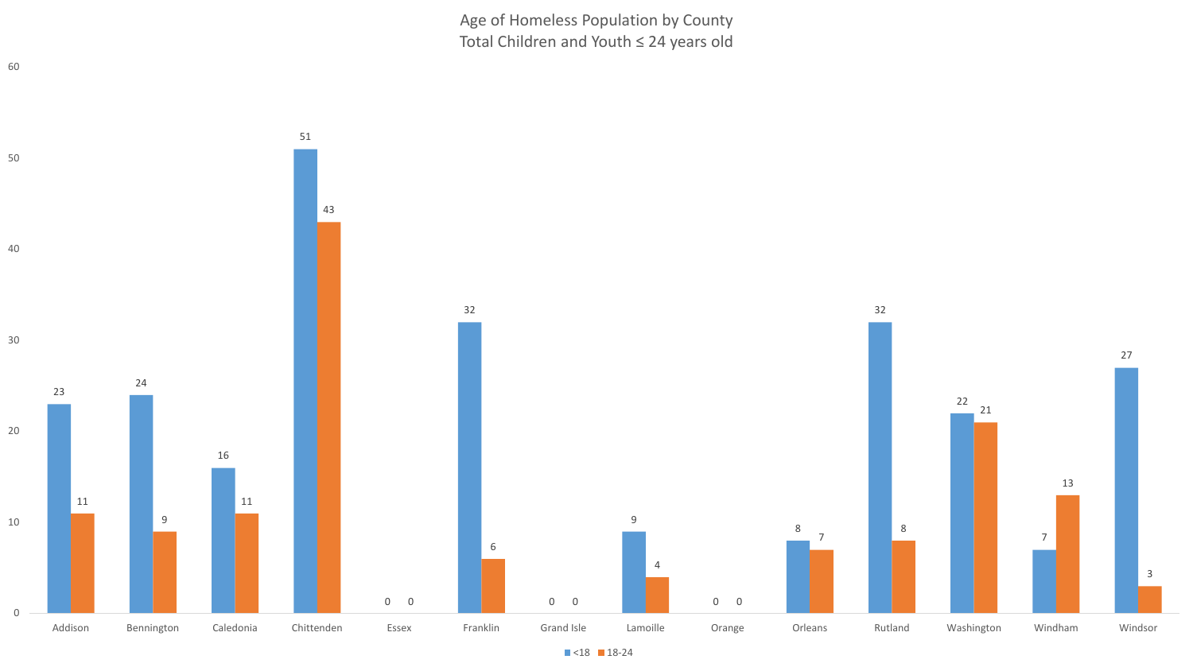# Age of Homeless Population by County
## Total Children and Youth ≤ 24 years old

| County | <18 | 18-24 |
|---|---|---|
| Addison | 23 | 11 |
| Bennington | 24 | 9 |
| Caledonia | 16 | 11 |
| Chittenden | 51 | 43 |
| Essex | 0 | 0 |
| Franklin | 32 | 6 |
| Grand Isle | 0 | 0 |
| Lamoille | 9 | 4 |
| Orange | 0 | 0 |
| Orleans | 8 | 7 |
| Rutland | 32 | 8 |
| Washington | 22 | 21 |
| Windham | 7 | 13 |
| Windsor | 27 | 3 |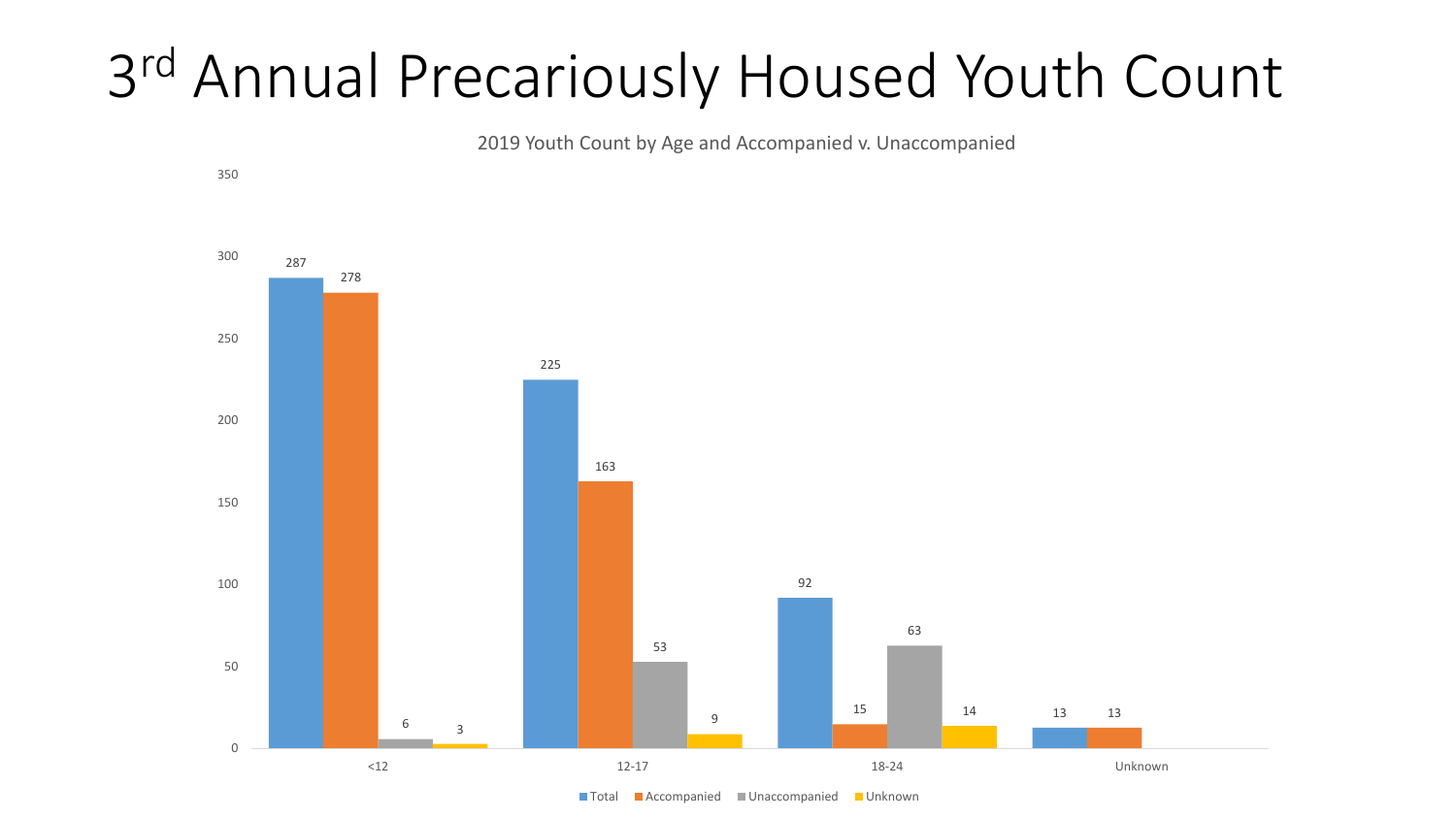# 3rd Annual Precariously Housed Youth Count

2019 Youth Count by Age and Accompanied v. Unaccompanied

| | Total | Accompanied | Unaccompanied | Unknown |
|---|---|---|---|---|
| <12 | 287 | 278 | 6 | 3 |
| 12-17 | 225 | 163 | 53 | 9 |
| 18-24 | 92 | 15 | 63 | 14 |
| Unknown | 13 | 13 | | |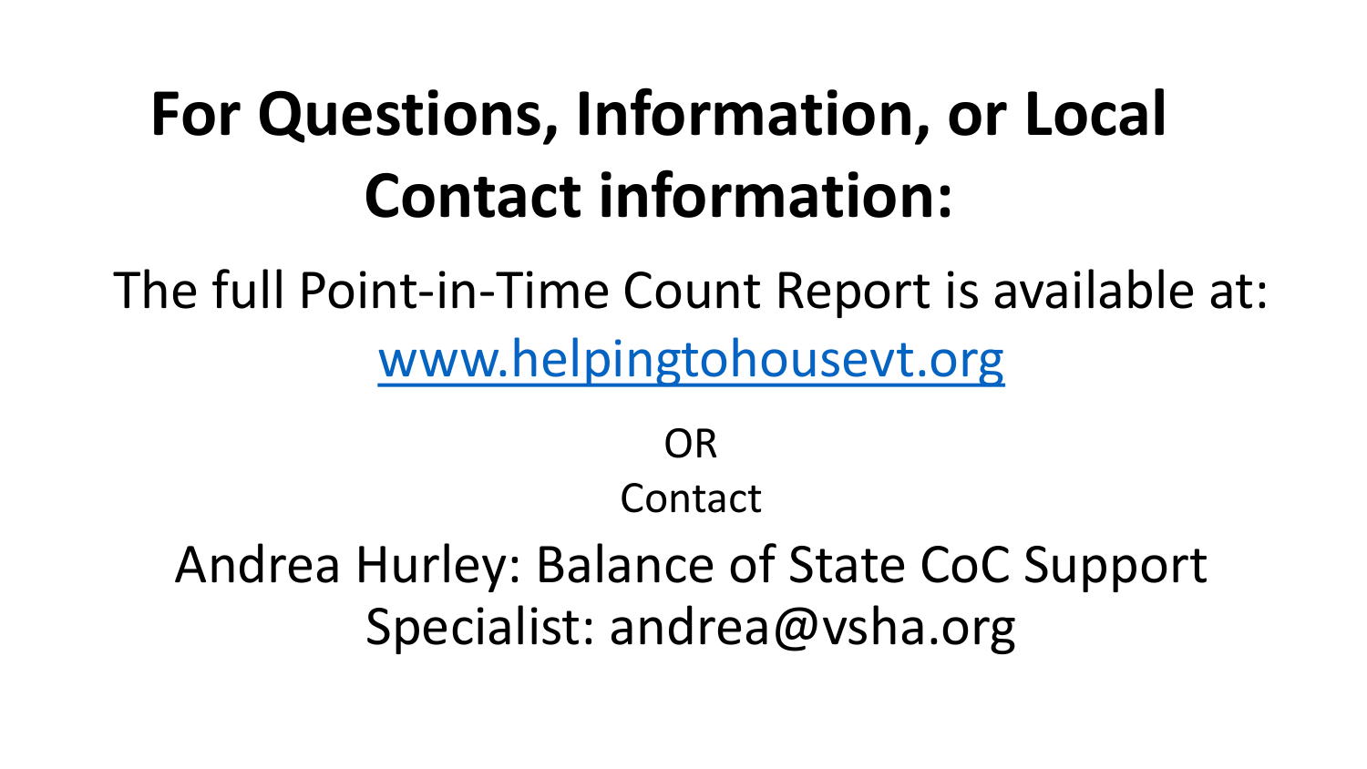# For Questions, Information, or Local Contact information:

The full Point-in-Time Count Report is available at:

[www.helpingtohousevt.org](www.helpingtohousevt.org)

OR

Contact

Andrea Hurley: Balance of State CoC Support Specialist: andrea@vsha.org